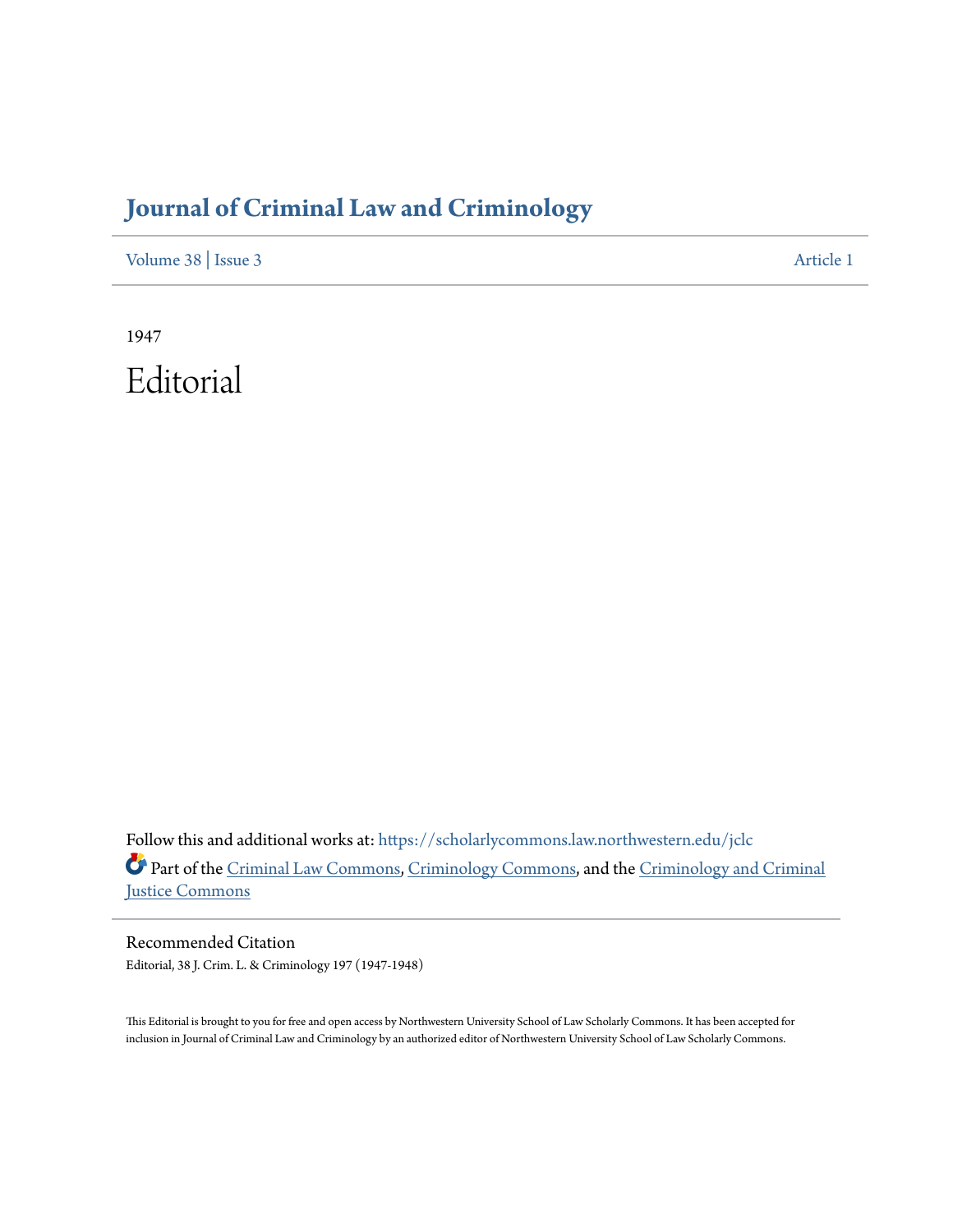# Journal of Criminal Law and Criminology

Volume 38 | Issue 3 Article 1

1947

# Editorial

Follow this and additional works at: https://scholarlycommons.law.northwestern.edu/jclc

Part of the Criminal Law Commons, Criminology Commons, and the Criminology and Criminal Justice Commons

## Recommended Citation

Editorial, 38 J. Crim. L. & Criminology 197 (1947-1948)

This Editorial is brought to you for free and open access by Northwestern University School of Law Scholarly Commons. It has been accepted for inclusion in Journal of Criminal Law and Criminology by an authorized editor of Northwestern University School of Law Scholarly Commons.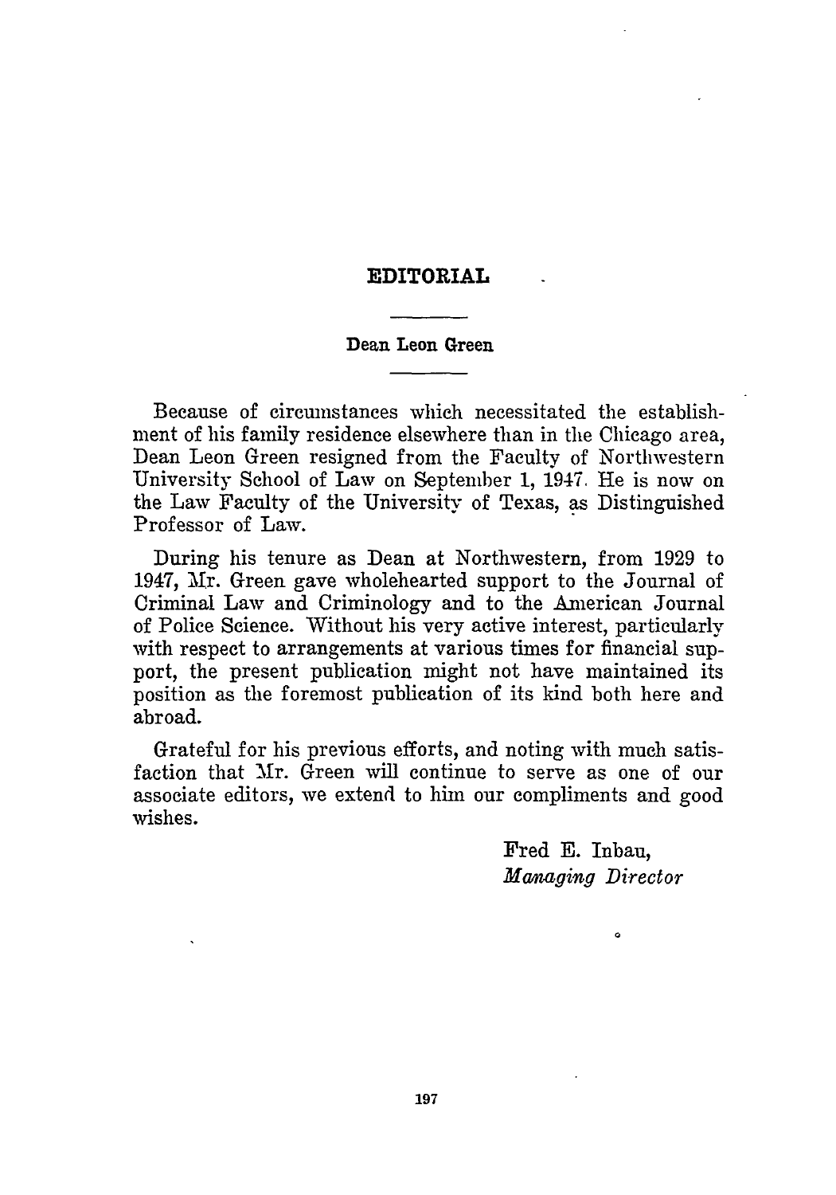# EDITORIAL

## Dean Leon Green

Because of circumstances which necessitated the establishment of his family residence elsewhere than in the Chicago area, Dean Leon Green resigned from the Faculty of Northwestern University School of Law on September 1, 1947. He is now on the Law Faculty of the University of Texas, as Distinguished Professor of Law.

During his tenure as Dean at Northwestern, from 1929 to 1947, Mr. Green gave wholehearted support to the Journal of Criminal Law and Criminology and to the American Journal of Police Science. Without his very active interest, particularly with respect to arrangements at various times for financial support, the present publication might not have maintained its position as the foremost publication of its kind both here and abroad.

Grateful for his previous efforts, and noting with much satisfaction that Mr. Green will continue to serve as one of our associate editors, we extend to him our compliments and good wishes.

Fred E. Inbau,
*Managing Director*